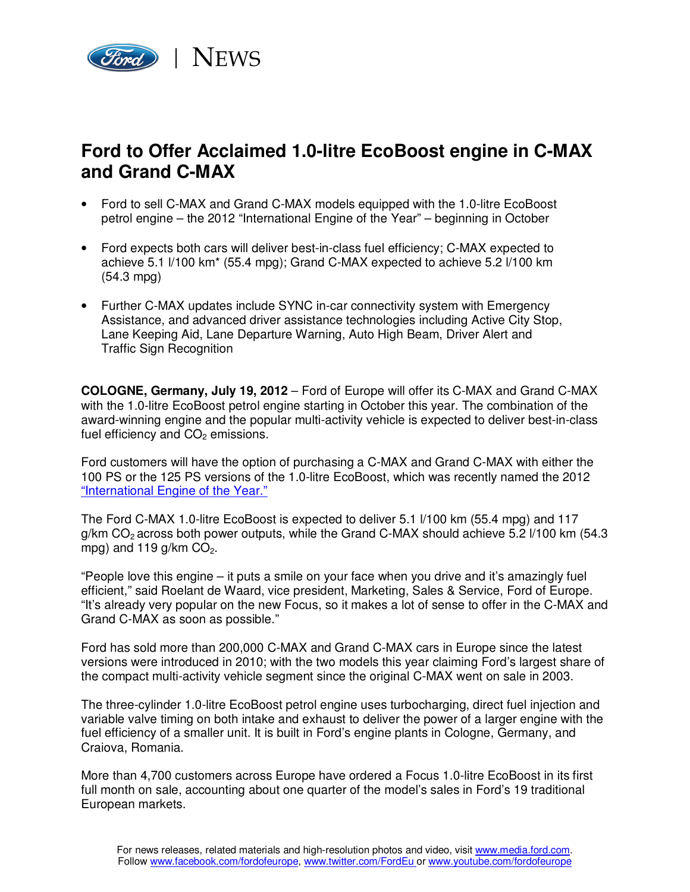# Ford to Offer Acclaimed 1.0-litre EcoBoost engine in C-MAX and Grand C-MAX

- Ford to sell C-MAX and Grand C-MAX models equipped with the 1.0-litre EcoBoost petrol engine – the 2012 "International Engine of the Year" – beginning in October
- Ford expects both cars will deliver best-in-class fuel efficiency; C-MAX expected to achieve 5.1 l/100 km* (55.4 mpg); Grand C-MAX expected to achieve 5.2 l/100 km (54.3 mpg)
- Further C-MAX updates include SYNC in-car connectivity system with Emergency Assistance, and advanced driver assistance technologies including Active City Stop, Lane Keeping Aid, Lane Departure Warning, Auto High Beam, Driver Alert and Traffic Sign Recognition

**COLOGNE, Germany, July 19, 2012** – Ford of Europe will offer its C-MAX and Grand C-MAX with the 1.0-litre EcoBoost petrol engine starting in October this year. The combination of the award-winning engine and the popular multi-activity vehicle is expected to deliver best-in-class fuel efficiency and $CO_2$ emissions.

Ford customers will have the option of purchasing a C-MAX and Grand C-MAX with either the 100 PS or the 125 PS versions of the 1.0-litre EcoBoost, which was recently named the 2012 "International Engine of the Year."

The Ford C-MAX 1.0-litre EcoBoost is expected to deliver 5.1 l/100 km (55.4 mpg) and 117 g/km $CO_2$ across both power outputs, while the Grand C-MAX should achieve 5.2 l/100 km (54.3 mpg) and 119 g/km $CO_2$.

"People love this engine – it puts a smile on your face when you drive and it's amazingly fuel efficient," said Roelant de Waard, vice president, Marketing, Sales & Service, Ford of Europe. "It's already very popular on the new Focus, so it makes a lot of sense to offer in the C-MAX and Grand C-MAX as soon as possible."

Ford has sold more than 200,000 C-MAX and Grand C-MAX cars in Europe since the latest versions were introduced in 2010; with the two models this year claiming Ford's largest share of the compact multi-activity vehicle segment since the original C-MAX went on sale in 2003.

The three-cylinder 1.0-litre EcoBoost petrol engine uses turbocharging, direct fuel injection and variable valve timing on both intake and exhaust to deliver the power of a larger engine with the fuel efficiency of a smaller unit. It is built in Ford's engine plants in Cologne, Germany, and Craiova, Romania.

More than 4,700 customers across Europe have ordered a Focus 1.0-litre EcoBoost in its first full month on sale, accounting about one quarter of the model's sales in Ford's 19 traditional European markets.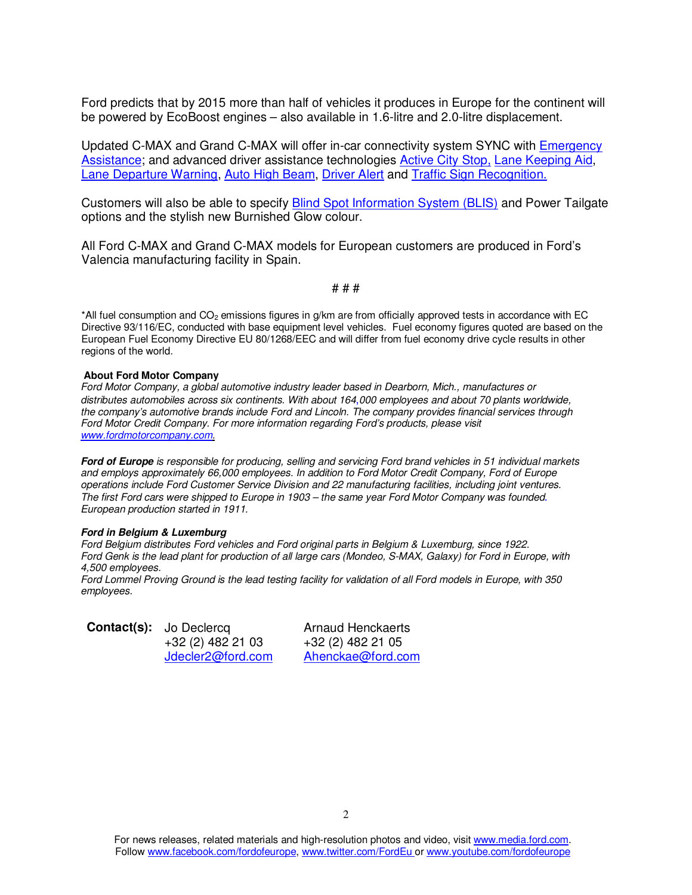Ford predicts that by 2015 more than half of vehicles it produces in Europe for the continent will be powered by EcoBoost engines – also available in 1.6-litre and 2.0-litre displacement.

Updated C-MAX and Grand C-MAX will offer in-car connectivity system SYNC with Emergency Assistance; and advanced driver assistance technologies Active City Stop, Lane Keeping Aid, Lane Departure Warning, Auto High Beam, Driver Alert and Traffic Sign Recognition.

Customers will also be able to specify Blind Spot Information System (BLIS) and Power Tailgate options and the stylish new Burnished Glow colour.

All Ford C-MAX and Grand C-MAX models for European customers are produced in Ford's Valencia manufacturing facility in Spain.

# # #

*All fuel consumption and $CO_2$ emissions figures in g/km are from officially approved tests in accordance with EC Directive 93/116/EC, conducted with base equipment level vehicles. Fuel economy figures quoted are based on the European Fuel Economy Directive EU 80/1268/EEC and will differ from fuel economy drive cycle results in other regions of the world.

**About Ford Motor Company**

*Ford Motor Company, a global automotive industry leader based in Dearborn, Mich., manufactures or distributes automobiles across six continents. With about 164,000 employees and about 70 plants worldwide, the company's automotive brands include Ford and Lincoln. The company provides financial services through Ford Motor Credit Company. For more information regarding Ford's products, please visit www.fordmotorcompany.com.*

***Ford of Europe** is responsible for producing, selling and servicing Ford brand vehicles in 51 individual markets and employs approximately 66,000 employees. In addition to Ford Motor Credit Company, Ford of Europe operations include Ford Customer Service Division and 22 manufacturing facilities, including joint ventures. The first Ford cars were shipped to Europe in 1903 – the same year Ford Motor Company was founded. European production started in 1911.*

***Ford in Belgium & Luxemburg***

*Ford Belgium distributes Ford vehicles and Ford original parts in Belgium & Luxemburg, since 1922.*
*Ford Genk is the lead plant for production of all large cars (Mondeo, S-MAX, Galaxy) for Ford in Europe, with 4,500 employees.*
*Ford Lommel Proving Ground is the lead testing facility for validation of all Ford models in Europe, with 350 employees.*

**Contact(s):**

Jo Declercq
+32 (2) 482 21 03
Jdecler2@ford.com

Arnaud Henckaerts
+32 (2) 482 21 05
Ahenckae@ford.com

For news releases, related materials and high-resolution photos and video, visit www.media.ford.com.
Follow www.facebook.com/fordofeurope, www.twitter.com/FordEu or www.youtube.com/fordofeurope